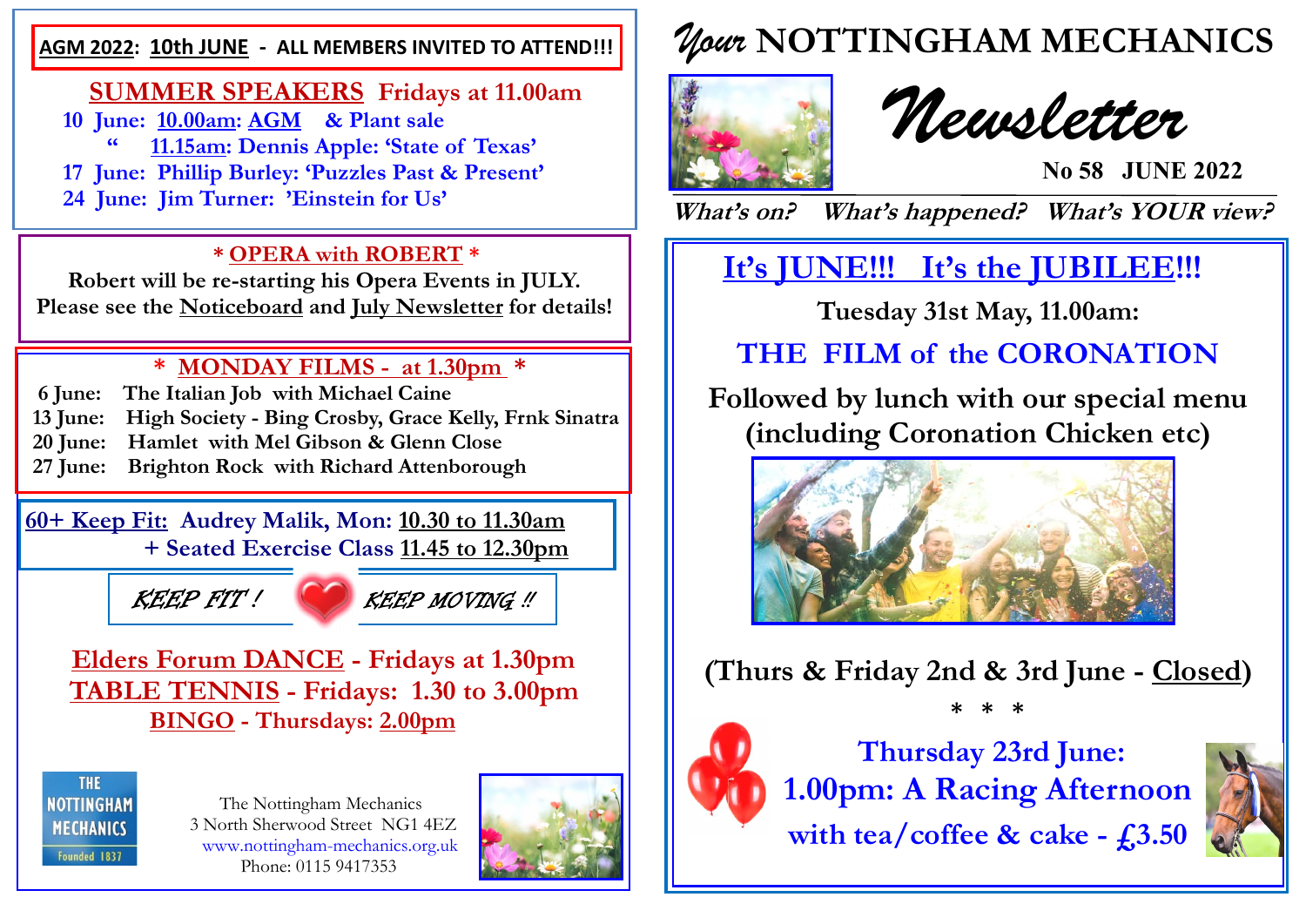# *Your* NOTTINGHAM MECHANICS

## *Newsletter*

**No 58 JUNE 2022**

***What's on? What's happened? What's YOUR view?***

**AGM 2022: 10th JUNE - ALL MEMBERS INVITED TO ATTEND!!!**

## SUMMER SPEAKERS Fridays at 11.00am

**10 June: 10.00am: AGM & Plant sale**
**" 11.15am: Dennis Apple: 'State of Texas'**
**17 June: Phillip Burley: 'Puzzles Past & Present'**
**24 June: Jim Turner: 'Einstein for Us'**

## * OPERA with ROBERT *

**Robert will be re-starting his Opera Events in JULY. Please see the Noticeboard and July Newsletter for details!**

## * MONDAY FILMS - at 1.30pm *

| | |
|---|---|
| 6 June: | The Italian Job with Michael Caine |
| 13 June: | High Society - Bing Crosby, Grace Kelly, Frnk Sinatra |
| 20 June: | Hamlet with Mel Gibson & Glenn Close |
| 27 June: | Brighton Rock with Richard Attenborough |

**60+ Keep Fit: Audrey Malik, Mon: 10.30 to 11.30am**
**+ Seated Exercise Class 11.45 to 12.30pm**

*KEEP FIT ! KEEP MOVING !!*

**Elders Forum DANCE - Fridays at 1.30pm**
**TABLE TENNIS - Fridays: 1.30 to 3.00pm**
**BINGO - Thursdays: 2.00pm**

THE NOTTINGHAM MECHANICS Founded 1837

The Nottingham Mechanics
3 North Sherwood Street NG1 4EZ
www.nottingham-mechanics.org.uk
Phone: 0115 9417353

## It's JUNE!!! It's the JUBILEE!!!

**Tuesday 31st May, 11.00am:**

## THE FILM of the CORONATION

**Followed by lunch with our special menu (including Coronation Chicken etc)**

**(Thurs & Friday 2nd & 3rd June - Closed)**

\* \* \*

**Thursday 23rd June:**
**1.00pm: A Racing Afternoon**
**with tea/coffee & cake - £3.50**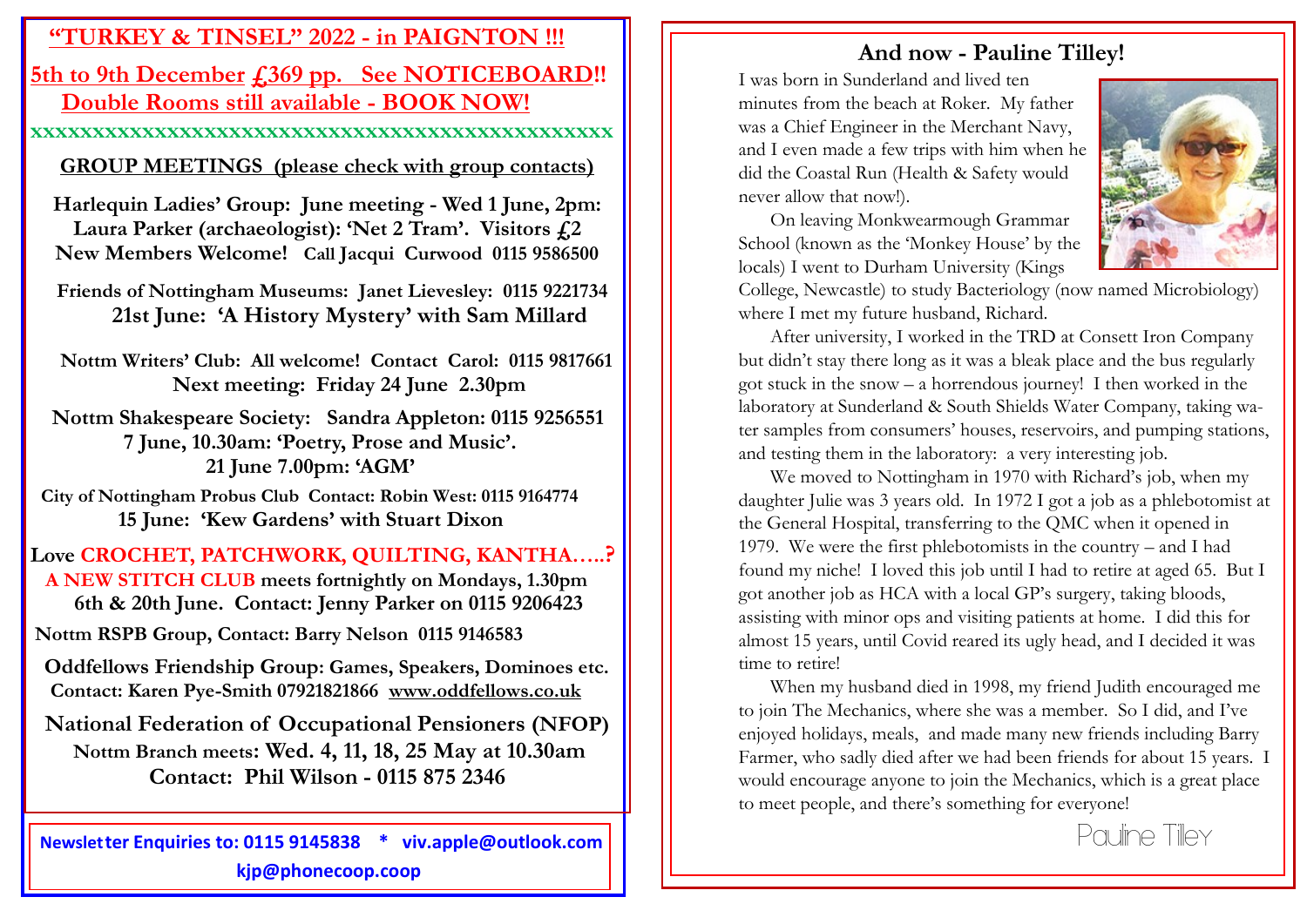## "TURKEY & TINSEL" 2022 - in PAIGNTON !!!

**5th to 9th December £369 pp. See NOTICEBOARD!!**
**Double Rooms still available - BOOK NOW!**

xxxxxxxxxxxxxxxxxxxxxxxxxxxxxxxxxxxxxxxxxxxxxxxxx

### GROUP MEETINGS (please check with group contacts)

**Harlequin Ladies' Group: June meeting - Wed 1 June, 2pm: Laura Parker (archaeologist): 'Net 2 Tram'. Visitors £2**
**New Members Welcome! Call Jacqui Curwood 0115 9586500**

**Friends of Nottingham Museums: Janet Lievesley: 0115 9221734**
**21st June: 'A History Mystery' with Sam Millard**

**Nottm Writers' Club: All welcome! Contact Carol: 0115 9817661**
**Next meeting: Friday 24 June 2.30pm**

**Nottm Shakespeare Society: Sandra Appleton: 0115 9256551**
**7 June, 10.30am: 'Poetry, Prose and Music'.**
**21 June 7.00pm: 'AGM'**

**City of Nottingham Probus Club Contact: Robin West: 0115 9164774**
**15 June: 'Kew Gardens' with Stuart Dixon**

**Love CROCHET, PATCHWORK, QUILTING, KANTHA…..?**
**A NEW STITCH CLUB meets fortnightly on Mondays, 1.30pm**
**6th & 20th June. Contact: Jenny Parker on 0115 9206423**

**Nottm RSPB Group, Contact: Barry Nelson 0115 9146583**

**Oddfellows Friendship Group: Games, Speakers, Dominoes etc.**
**Contact: Karen Pye-Smith 07921821866 www.oddfellows.co.uk**

**National Federation of Occupational Pensioners (NFOP)**
**Nottm Branch meets: Wed. 4, 11, 18, 25 May at 10.30am**
**Contact: Phil Wilson - 0115 875 2346**

**Newsletter Enquiries to: 0115 9145838 * viv.apple@outlook.com kjp@phonecoop.coop**

## And now - Pauline Tilley!

I was born in Sunderland and lived ten minutes from the beach at Roker. My father was a Chief Engineer in the Merchant Navy, and I even made a few trips with him when he did the Coastal Run (Health & Safety would never allow that now!).

On leaving Monkwearmough Grammar School (known as the 'Monkey House' by the locals) I went to Durham University (Kings College, Newcastle) to study Bacteriology (now named Microbiology) where I met my future husband, Richard.

After university, I worked in the TRD at Consett Iron Company but didn't stay there long as it was a bleak place and the bus regularly got stuck in the snow – a horrendous journey! I then worked in the laboratory at Sunderland & South Shields Water Company, taking water samples from consumers' houses, reservoirs, and pumping stations, and testing them in the laboratory: a very interesting job.

We moved to Nottingham in 1970 with Richard's job, when my daughter Julie was 3 years old. In 1972 I got a job as a phlebotomist at the General Hospital, transferring to the QMC when it opened in 1979. We were the first phlebotomists in the country – and I had found my niche! I loved this job until I had to retire at aged 65. But I got another job as HCA with a local GP's surgery, taking bloods, assisting with minor ops and visiting patients at home. I did this for almost 15 years, until Covid reared its ugly head, and I decided it was time to retire!

When my husband died in 1998, my friend Judith encouraged me to join The Mechanics, where she was a member. So I did, and I've enjoyed holidays, meals, and made many new friends including Barry Farmer, who sadly died after we had been friends for about 15 years. I would encourage anyone to join the Mechanics, which is a great place to meet people, and there's something for everyone!

Pauline Tilley